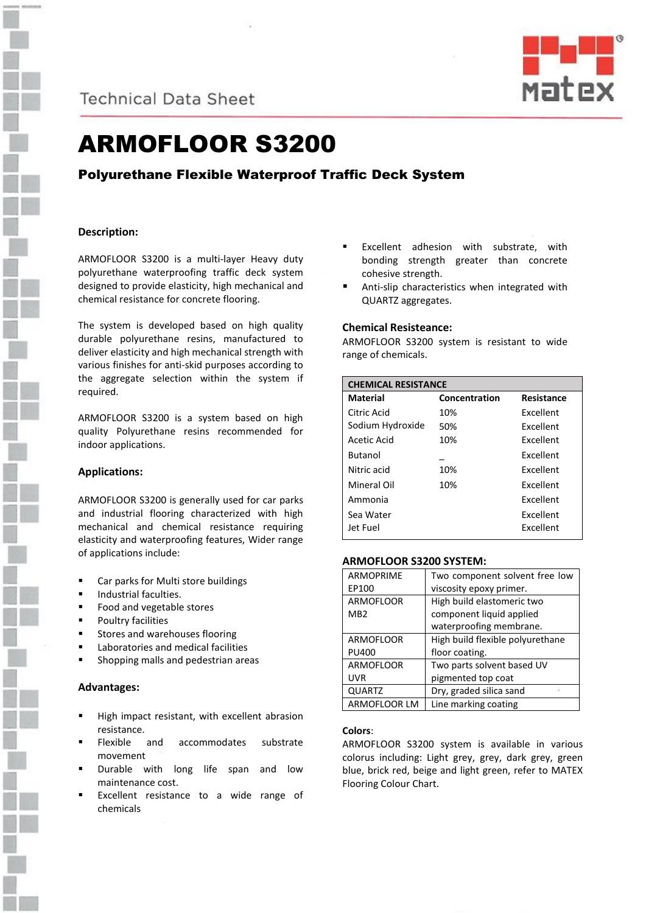Technical Data Sheet

# ARMOFLOOR S3200

## Polyurethane Flexible Waterproof Traffic Deck System

### Description:

ARMOFLOOR S3200 is a multi-layer Heavy duty polyurethane waterproofing traffic deck system designed to provide elasticity, high mechanical and chemical resistance for concrete flooring.

The system is developed based on high quality durable polyurethane resins, manufactured to deliver elasticity and high mechanical strength with various finishes for anti-skid purposes according to the aggregate selection within the system if required.

ARMOFLOOR S3200 is a system based on high quality Polyurethane resins recommended for indoor applications.

### Applications:

ARMOFLOOR S3200 is generally used for car parks and industrial flooring characterized with high mechanical and chemical resistance requiring elasticity and waterproofing features, Wider range of applications include:

- Car parks for Multi store buildings
- Industrial faculties.
- Food and vegetable stores
- Poultry facilities
- Stores and warehouses flooring
- Laboratories and medical facilities
- Shopping malls and pedestrian areas

### Advantages:

- High impact resistant, with excellent abrasion resistance.
- Flexible and accommodates substrate movement
- Durable with long life span and low maintenance cost.
- Excellent resistance to a wide range of chemicals
- Excellent adhesion with substrate, with bonding strength greater than concrete cohesive strength.
- Anti-slip characteristics when integrated with QUARTZ aggregates.

### Chemical Resisteance:

ARMOFLOOR S3200 system is resistant to wide range of chemicals.

| CHEMICAL RESISTANCE | | |
|---|---|---|
| **Material** | **Concentration** | **Resistance** |
| Citric Acid | 10% | Excellent |
| Sodium Hydroxide | 50% | Excellent |
| Acetic Acid | 10% | Excellent |
| Butanol | _ | Excellent |
| Nitric acid | 10% | Excellent |
| Mineral Oil | 10% | Excellent |
| Ammonia | | Excellent |
| Sea Water | | Excellent |
| Jet Fuel | | Excellent |

### ARMOFLOOR S3200 SYSTEM:

| | |
|---|---|
| ARMOPRIME EP100 | Two component solvent free low viscosity epoxy primer. |
| ARMOFLOOR MB2 | High build elastomeric two component liquid applied waterproofing membrane. |
| ARMOFLOOR PU400 | High build flexible polyurethane floor coating. |
| ARMOFLOOR UVR | Two parts solvent based UV pigmented top coat |
| QUARTZ | Dry, graded silica sand |
| ARMOFLOOR LM | Line marking coating |

### Colors:

ARMOFLOOR S3200 system is available in various colorus including: Light grey, grey, dark grey, green blue, brick red, beige and light green, refer to MATEX Flooring Colour Chart.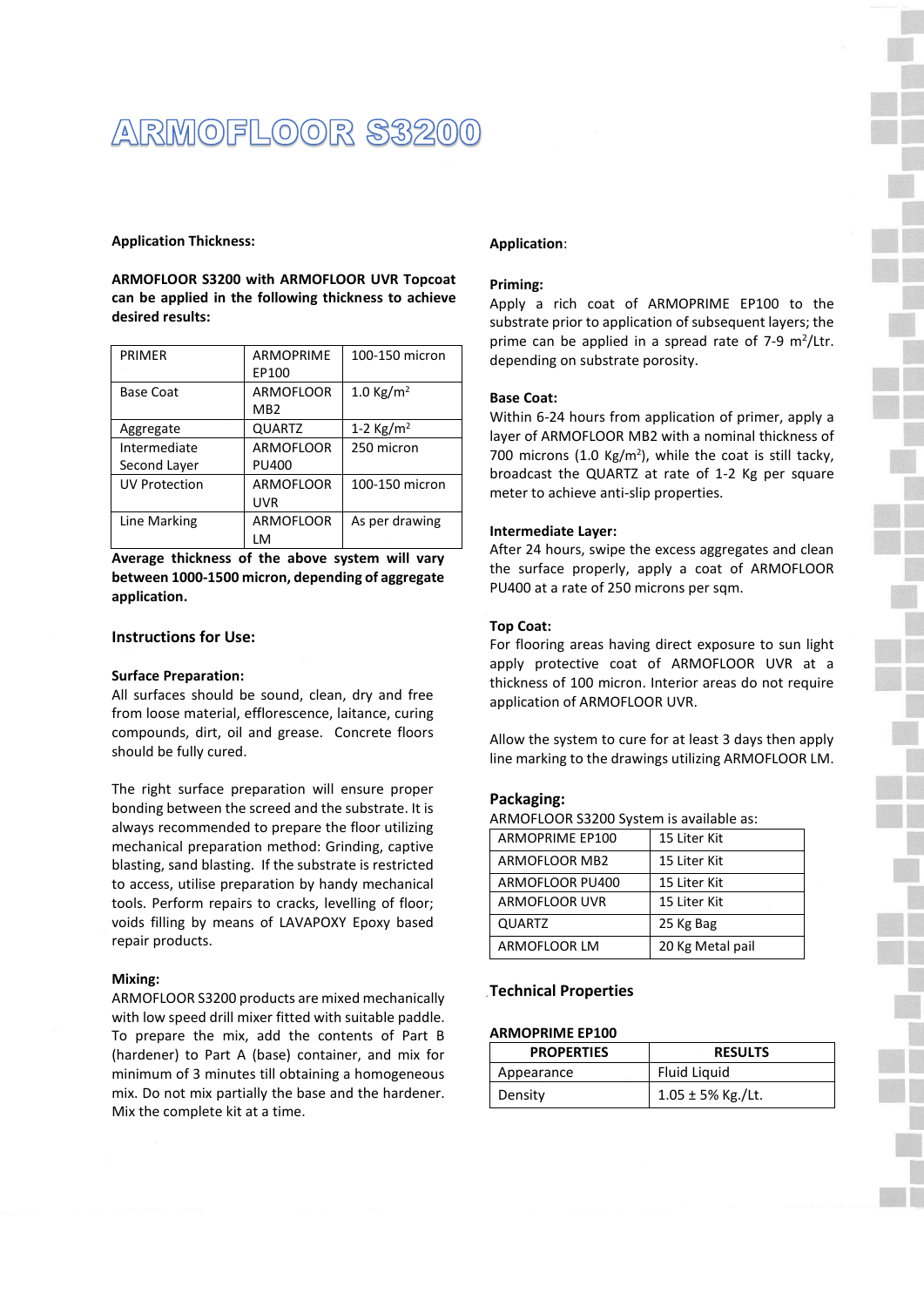# ARMOFLOOR S3200

**Application Thickness:**

**ARMOFLOOR S3200 with ARMOFLOOR UVR Topcoat can be applied in the following thickness to achieve desired results:**

| | | |
|---|---|---|
| PRIMER | ARMOPRIME EP100 | 100-150 micron |
| Base Coat | ARMOFLOOR MB2 | 1.0 Kg/m$^2$ |
| Aggregate | QUARTZ | 1-2 Kg/m$^2$ |
| Intermediate Second Layer | ARMOFLOOR PU400 | 250 micron |
| UV Protection | ARMOFLOOR UVR | 100-150 micron |
| Line Marking | ARMOFLOOR LM | As per drawing |

**Average thickness of the above system will vary between 1000-1500 micron, depending of aggregate application.**

## Instructions for Use:

**Surface Preparation:**
All surfaces should be sound, clean, dry and free from loose material, efflorescence, laitance, curing compounds, dirt, oil and grease. Concrete floors should be fully cured.

The right surface preparation will ensure proper bonding between the screed and the substrate. It is always recommended to prepare the floor utilizing mechanical preparation method: Grinding, captive blasting, sand blasting. If the substrate is restricted to access, utilise preparation by handy mechanical tools. Perform repairs to cracks, levelling of floor; voids filling by means of LAVAPOXY Epoxy based repair products.

**Mixing:**
ARMOFLOOR S3200 products are mixed mechanically with low speed drill mixer fitted with suitable paddle. To prepare the mix, add the contents of Part B (hardener) to Part A (base) container, and mix for minimum of 3 minutes till obtaining a homogeneous mix. Do not mix partially the base and the hardener. Mix the complete kit at a time.

**Application**:

**Priming:**
Apply a rich coat of ARMOPRIME EP100 to the substrate prior to application of subsequent layers; the prime can be applied in a spread rate of 7-9 m$^2$/Ltr. depending on substrate porosity.

**Base Coat:**
Within 6-24 hours from application of primer, apply a layer of ARMOFLOOR MB2 with a nominal thickness of 700 microns (1.0 Kg/m$^2$), while the coat is still tacky, broadcast the QUARTZ at rate of 1-2 Kg per square meter to achieve anti-slip properties.

**Intermediate Layer:**
After 24 hours, swipe the excess aggregates and clean the surface properly, apply a coat of ARMOFLOOR PU400 at a rate of 250 microns per sqm.

**Top Coat:**
For flooring areas having direct exposure to sun light apply protective coat of ARMOFLOOR UVR at a thickness of 100 micron. Interior areas do not require application of ARMOFLOOR UVR.

Allow the system to cure for at least 3 days then apply line marking to the drawings utilizing ARMOFLOOR LM.

## Packaging:

ARMOFLOOR S3200 System is available as:

| | |
|---|---|
| ARMOPRIME EP100 | 15 Liter Kit |
| ARMOFLOOR MB2 | 15 Liter Kit |
| ARMOFLOOR PU400 | 15 Liter Kit |
| ARMOFLOOR UVR | 15 Liter Kit |
| QUARTZ | 25 Kg Bag |
| ARMOFLOOR LM | 20 Kg Metal pail |

## Technical Properties

**ARMOPRIME EP100**

| PROPERTIES | RESULTS |
|---|---|
| Appearance | Fluid Liquid |
| Density | 1.05 ± 5% Kg./Lt. |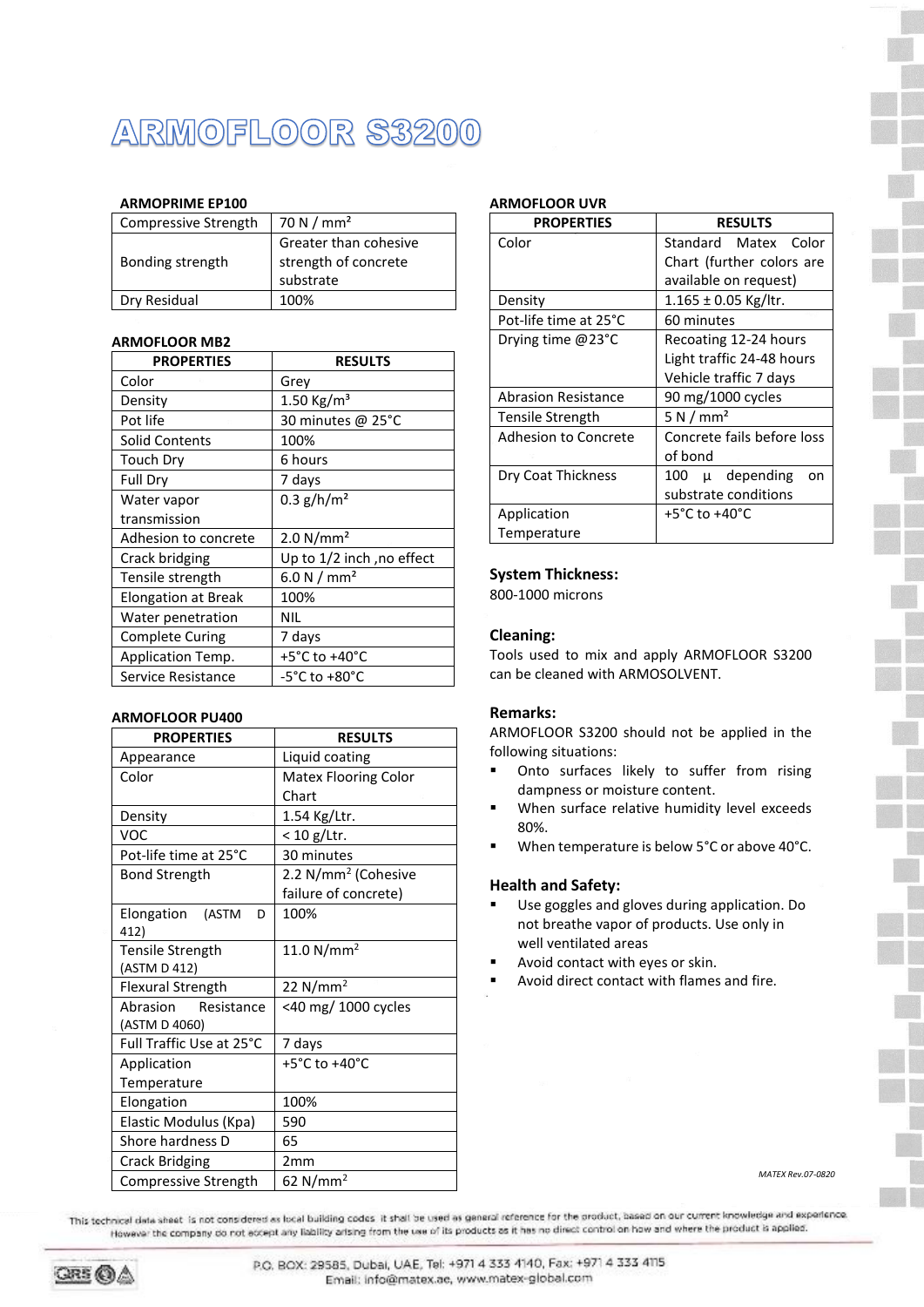# ARMOFLOOR S3200

### ARMOPRIME EP100

| | |
|---|---|
| Compressive Strength | 70 N / mm² |
| Bonding strength | Greater than cohesive strength of concrete substrate |
| Dry Residual | 100% |

### ARMOFLOOR MB2

| PROPERTIES | RESULTS |
|---|---|
| Color | Grey |
| Density | 1.50 Kg/m³ |
| Pot life | 30 minutes @ 25°C |
| Solid Contents | 100% |
| Touch Dry | 6 hours |
| Full Dry | 7 days |
| Water vapor transmission | 0.3 g/h/m² |
| Adhesion to concrete | 2.0 N/mm² |
| Crack bridging | Up to 1/2 inch ,no effect |
| Tensile strength | 6.0 N / mm² |
| Elongation at Break | 100% |
| Water penetration | NIL |
| Complete Curing | 7 days |
| Application Temp. | +5°C to +40°C |
| Service Resistance | -5°C to +80°C |

### ARMOFLOOR PU400

| PROPERTIES | RESULTS |
|---|---|
| Appearance | Liquid coating |
| Color | Matex Flooring Color Chart |
| Density | 1.54 Kg/Ltr. |
| VOC | < 10 g/Ltr. |
| Pot-life time at 25°C | 30 minutes |
| Bond Strength | 2.2 N/mm² (Cohesive failure of concrete) |
| Elongation (ASTM D 412) | 100% |
| Tensile Strength (ASTM D 412) | 11.0 N/mm² |
| Flexural Strength | 22 N/mm² |
| Abrasion Resistance (ASTM D 4060) | <40 mg/ 1000 cycles |
| Full Traffic Use at 25°C | 7 days |
| Application Temperature | +5°C to +40°C |
| Elongation | 100% |
| Elastic Modulus (Kpa) | 590 |
| Shore hardness D | 65 |
| Crack Bridging | 2mm |
| Compressive Strength | 62 N/mm² |

### ARMOFLOOR UVR

| PROPERTIES | RESULTS |
|---|---|
| Color | Standard Matex Color Chart (further colors are available on request) |
| Density | 1.165 ± 0.05 Kg/ltr. |
| Pot-life time at 25°C | 60 minutes |
| Drying time @23°C | Recoating 12-24 hours<br>Light traffic 24-48 hours<br>Vehicle traffic 7 days |
| Abrasion Resistance | 90 mg/1000 cycles |
| Tensile Strength | 5 N / mm² |
| Adhesion to Concrete | Concrete fails before loss of bond |
| Dry Coat Thickness | 100 µ depending on substrate conditions |
| Application Temperature | +5°C to +40°C |

## System Thickness:

800-1000 microns

## Cleaning:

Tools used to mix and apply ARMOFLOOR S3200 can be cleaned with ARMOSOLVENT.

## Remarks:

ARMOFLOOR S3200 should not be applied in the following situations:

- Onto surfaces likely to suffer from rising dampness or moisture content.
- When surface relative humidity level exceeds 80%.
- When temperature is below 5°C or above 40°C.

## Health and Safety:

- Use goggles and gloves during application. Do not breathe vapor of products. Use only in well ventilated areas
- Avoid contact with eyes or skin.
- Avoid direct contact with flames and fire.

*MATEX Rev.07-0820*

This technical data sheet is not considered as local building codes. It shall be used as general reference for the product, based on our current knowledge and experience. However the company do not accept any liability arising from the use of its products as it has no direct control on how and where the product is applied.